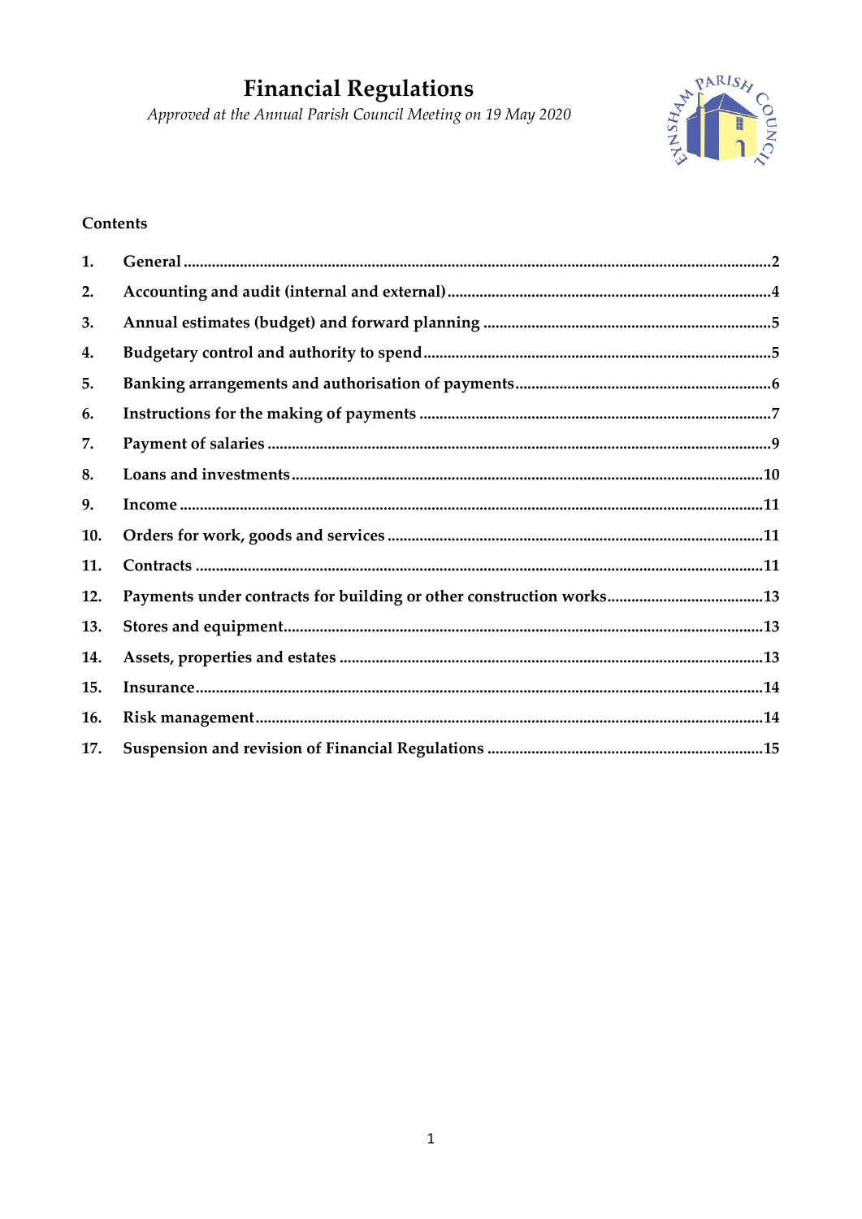# Financial Regulations

*Approved at the Annual Parish Council Meeting on 19 May 2020*

**Contents**

| | | |
|---|---|---|
| **1.** | **General** | **2** |
| **2.** | **Accounting and audit (internal and external)** | **4** |
| **3.** | **Annual estimates (budget) and forward planning** | **5** |
| **4.** | **Budgetary control and authority to spend** | **5** |
| **5.** | **Banking arrangements and authorisation of payments** | **6** |
| **6.** | **Instructions for the making of payments** | **7** |
| **7.** | **Payment of salaries** | **9** |
| **8.** | **Loans and investments** | **10** |
| **9.** | **Income** | **11** |
| **10.** | **Orders for work, goods and services** | **11** |
| **11.** | **Contracts** | **11** |
| **12.** | **Payments under contracts for building or other construction works** | **13** |
| **13.** | **Stores and equipment** | **13** |
| **14.** | **Assets, properties and estates** | **13** |
| **15.** | **Insurance** | **14** |
| **16.** | **Risk management** | **14** |
| **17.** | **Suspension and revision of Financial Regulations** | **15** |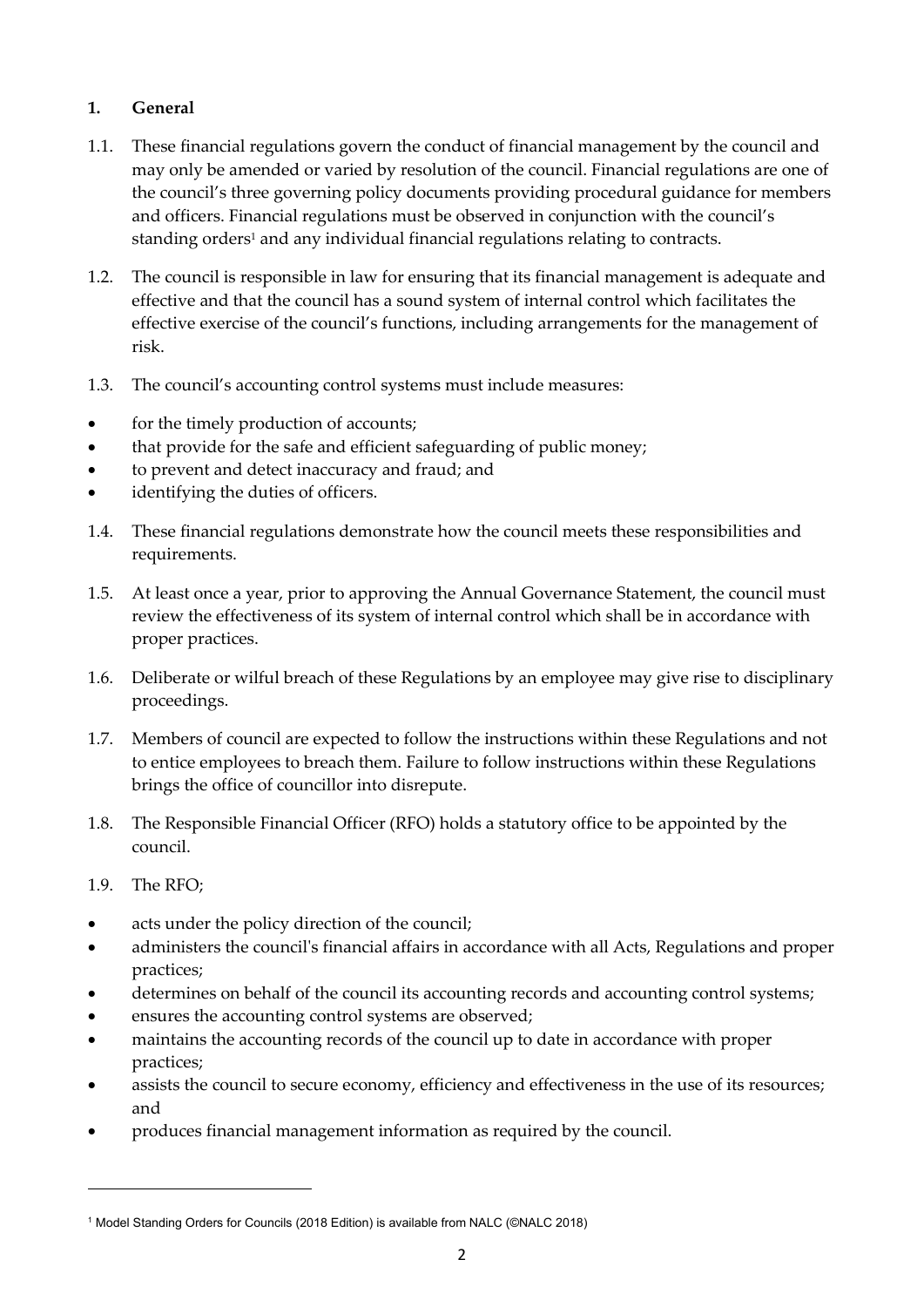## 1. General

1.1. These financial regulations govern the conduct of financial management by the council and may only be amended or varied by resolution of the council. Financial regulations are one of the council's three governing policy documents providing procedural guidance for members and officers. Financial regulations must be observed in conjunction with the council's standing orders[1] and any individual financial regulations relating to contracts.

1.2. The council is responsible in law for ensuring that its financial management is adequate and effective and that the council has a sound system of internal control which facilitates the effective exercise of the council's functions, including arrangements for the management of risk.

1.3. The council's accounting control systems must include measures:

- for the timely production of accounts;
- that provide for the safe and efficient safeguarding of public money;
- to prevent and detect inaccuracy and fraud; and
- identifying the duties of officers.

1.4. These financial regulations demonstrate how the council meets these responsibilities and requirements.

1.5. At least once a year, prior to approving the Annual Governance Statement, the council must review the effectiveness of its system of internal control which shall be in accordance with proper practices.

1.6. Deliberate or wilful breach of these Regulations by an employee may give rise to disciplinary proceedings.

1.7. Members of council are expected to follow the instructions within these Regulations and not to entice employees to breach them. Failure to follow instructions within these Regulations brings the office of councillor into disrepute.

1.8. The Responsible Financial Officer (RFO) holds a statutory office to be appointed by the council.

1.9. The RFO;

- acts under the policy direction of the council;
- administers the council's financial affairs in accordance with all Acts, Regulations and proper practices;
- determines on behalf of the council its accounting records and accounting control systems;
- ensures the accounting control systems are observed;
- maintains the accounting records of the council up to date in accordance with proper practices;
- assists the council to secure economy, efficiency and effectiveness in the use of its resources; and
- produces financial management information as required by the council.

---

[1] Model Standing Orders for Councils (2018 Edition) is available from NALC (©NALC 2018)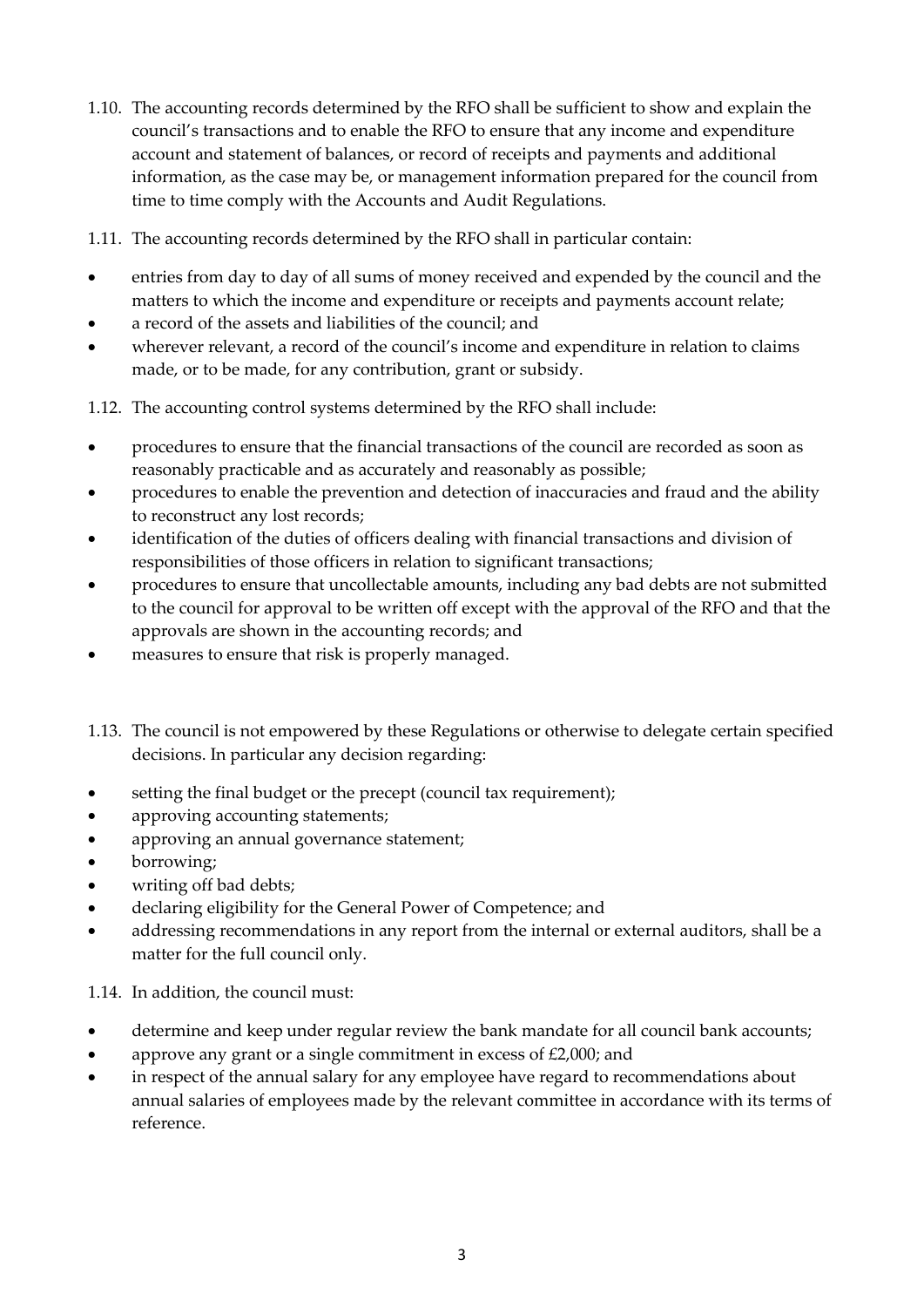1.10. The accounting records determined by the RFO shall be sufficient to show and explain the council's transactions and to enable the RFO to ensure that any income and expenditure account and statement of balances, or record of receipts and payments and additional information, as the case may be, or management information prepared for the council from time to time comply with the Accounts and Audit Regulations.

1.11. The accounting records determined by the RFO shall in particular contain:

- entries from day to day of all sums of money received and expended by the council and the matters to which the income and expenditure or receipts and payments account relate;
- a record of the assets and liabilities of the council; and
- wherever relevant, a record of the council's income and expenditure in relation to claims made, or to be made, for any contribution, grant or subsidy.

1.12. The accounting control systems determined by the RFO shall include:

- procedures to ensure that the financial transactions of the council are recorded as soon as reasonably practicable and as accurately and reasonably as possible;
- procedures to enable the prevention and detection of inaccuracies and fraud and the ability to reconstruct any lost records;
- identification of the duties of officers dealing with financial transactions and division of responsibilities of those officers in relation to significant transactions;
- procedures to ensure that uncollectable amounts, including any bad debts are not submitted to the council for approval to be written off except with the approval of the RFO and that the approvals are shown in the accounting records; and
- measures to ensure that risk is properly managed.

1.13. The council is not empowered by these Regulations or otherwise to delegate certain specified decisions. In particular any decision regarding:

- setting the final budget or the precept (council tax requirement);
- approving accounting statements;
- approving an annual governance statement;
- borrowing;
- writing off bad debts;
- declaring eligibility for the General Power of Competence; and
- addressing recommendations in any report from the internal or external auditors, shall be a matter for the full council only.

1.14. In addition, the council must:

- determine and keep under regular review the bank mandate for all council bank accounts;
- approve any grant or a single commitment in excess of £2,000; and
- in respect of the annual salary for any employee have regard to recommendations about annual salaries of employees made by the relevant committee in accordance with its terms of reference.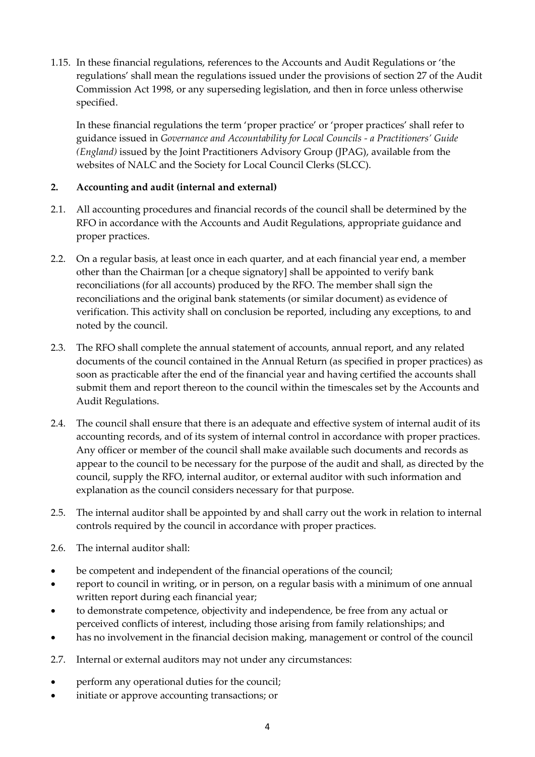1.15. In these financial regulations, references to the Accounts and Audit Regulations or 'the regulations' shall mean the regulations issued under the provisions of section 27 of the Audit Commission Act 1998, or any superseding legislation, and then in force unless otherwise specified.

In these financial regulations the term 'proper practice' or 'proper practices' shall refer to guidance issued in *Governance and Accountability for Local Councils - a Practitioners' Guide (England)* issued by the Joint Practitioners Advisory Group (JPAG), available from the websites of NALC and the Society for Local Council Clerks (SLCC).

## 2. Accounting and audit (internal and external)

2.1. All accounting procedures and financial records of the council shall be determined by the RFO in accordance with the Accounts and Audit Regulations, appropriate guidance and proper practices.

2.2. On a regular basis, at least once in each quarter, and at each financial year end, a member other than the Chairman [or a cheque signatory] shall be appointed to verify bank reconciliations (for all accounts) produced by the RFO. The member shall sign the reconciliations and the original bank statements (or similar document) as evidence of verification. This activity shall on conclusion be reported, including any exceptions, to and noted by the council.

2.3. The RFO shall complete the annual statement of accounts, annual report, and any related documents of the council contained in the Annual Return (as specified in proper practices) as soon as practicable after the end of the financial year and having certified the accounts shall submit them and report thereon to the council within the timescales set by the Accounts and Audit Regulations.

2.4. The council shall ensure that there is an adequate and effective system of internal audit of its accounting records, and of its system of internal control in accordance with proper practices. Any officer or member of the council shall make available such documents and records as appear to the council to be necessary for the purpose of the audit and shall, as directed by the council, supply the RFO, internal auditor, or external auditor with such information and explanation as the council considers necessary for that purpose.

2.5. The internal auditor shall be appointed by and shall carry out the work in relation to internal controls required by the council in accordance with proper practices.

2.6. The internal auditor shall:

- be competent and independent of the financial operations of the council;
- report to council in writing, or in person, on a regular basis with a minimum of one annual written report during each financial year;
- to demonstrate competence, objectivity and independence, be free from any actual or perceived conflicts of interest, including those arising from family relationships; and
- has no involvement in the financial decision making, management or control of the council

2.7. Internal or external auditors may not under any circumstances:

- perform any operational duties for the council;
- initiate or approve accounting transactions; or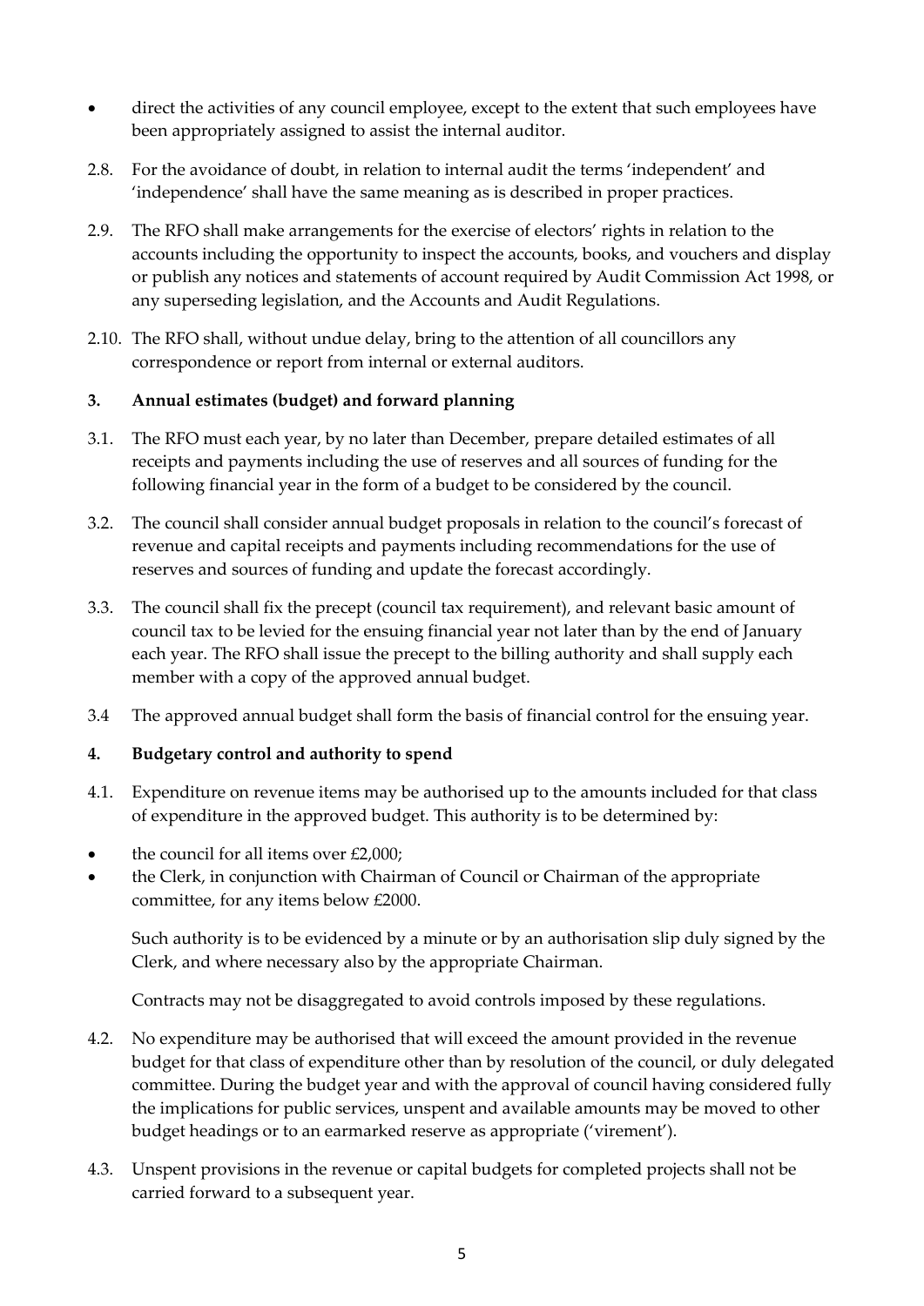- direct the activities of any council employee, except to the extent that such employees have been appropriately assigned to assist the internal auditor.

2.8. For the avoidance of doubt, in relation to internal audit the terms 'independent' and 'independence' shall have the same meaning as is described in proper practices.

2.9. The RFO shall make arrangements for the exercise of electors' rights in relation to the accounts including the opportunity to inspect the accounts, books, and vouchers and display or publish any notices and statements of account required by Audit Commission Act 1998, or any superseding legislation, and the Accounts and Audit Regulations.

2.10. The RFO shall, without undue delay, bring to the attention of all councillors any correspondence or report from internal or external auditors.

## 3. Annual estimates (budget) and forward planning

3.1. The RFO must each year, by no later than December, prepare detailed estimates of all receipts and payments including the use of reserves and all sources of funding for the following financial year in the form of a budget to be considered by the council.

3.2. The council shall consider annual budget proposals in relation to the council's forecast of revenue and capital receipts and payments including recommendations for the use of reserves and sources of funding and update the forecast accordingly.

3.3. The council shall fix the precept (council tax requirement), and relevant basic amount of council tax to be levied for the ensuing financial year not later than by the end of January each year. The RFO shall issue the precept to the billing authority and shall supply each member with a copy of the approved annual budget.

3.4 The approved annual budget shall form the basis of financial control for the ensuing year.

## 4. Budgetary control and authority to spend

4.1. Expenditure on revenue items may be authorised up to the amounts included for that class of expenditure in the approved budget. This authority is to be determined by:

- the council for all items over £2,000;
- the Clerk, in conjunction with Chairman of Council or Chairman of the appropriate committee, for any items below £2000.

Such authority is to be evidenced by a minute or by an authorisation slip duly signed by the Clerk, and where necessary also by the appropriate Chairman.

Contracts may not be disaggregated to avoid controls imposed by these regulations.

4.2. No expenditure may be authorised that will exceed the amount provided in the revenue budget for that class of expenditure other than by resolution of the council, or duly delegated committee. During the budget year and with the approval of council having considered fully the implications for public services, unspent and available amounts may be moved to other budget headings or to an earmarked reserve as appropriate ('virement').

4.3. Unspent provisions in the revenue or capital budgets for completed projects shall not be carried forward to a subsequent year.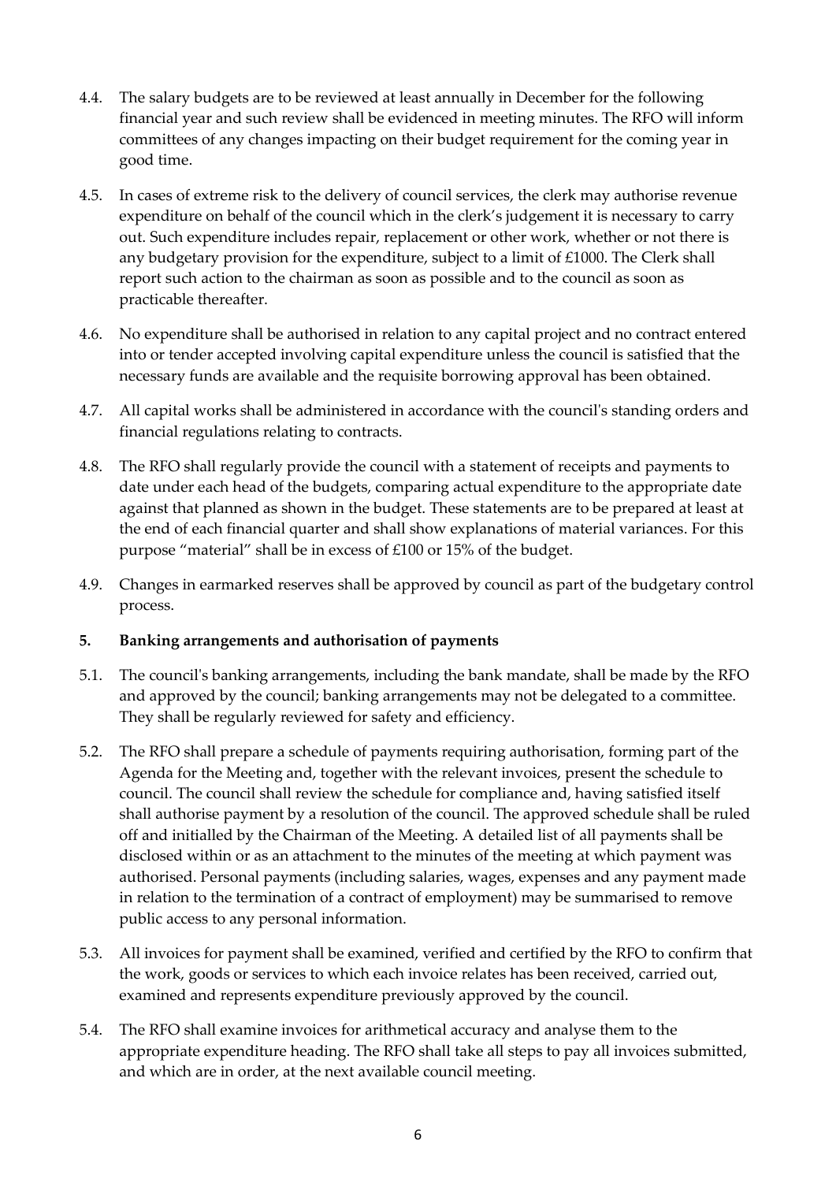4.4. The salary budgets are to be reviewed at least annually in December for the following financial year and such review shall be evidenced in meeting minutes. The RFO will inform committees of any changes impacting on their budget requirement for the coming year in good time.

4.5. In cases of extreme risk to the delivery of council services, the clerk may authorise revenue expenditure on behalf of the council which in the clerk's judgement it is necessary to carry out. Such expenditure includes repair, replacement or other work, whether or not there is any budgetary provision for the expenditure, subject to a limit of £1000. The Clerk shall report such action to the chairman as soon as possible and to the council as soon as practicable thereafter.

4.6. No expenditure shall be authorised in relation to any capital project and no contract entered into or tender accepted involving capital expenditure unless the council is satisfied that the necessary funds are available and the requisite borrowing approval has been obtained.

4.7. All capital works shall be administered in accordance with the council's standing orders and financial regulations relating to contracts.

4.8. The RFO shall regularly provide the council with a statement of receipts and payments to date under each head of the budgets, comparing actual expenditure to the appropriate date against that planned as shown in the budget. These statements are to be prepared at least at the end of each financial quarter and shall show explanations of material variances. For this purpose "material" shall be in excess of £100 or 15% of the budget.

4.9. Changes in earmarked reserves shall be approved by council as part of the budgetary control process.

## 5. Banking arrangements and authorisation of payments

5.1. The council's banking arrangements, including the bank mandate, shall be made by the RFO and approved by the council; banking arrangements may not be delegated to a committee. They shall be regularly reviewed for safety and efficiency.

5.2. The RFO shall prepare a schedule of payments requiring authorisation, forming part of the Agenda for the Meeting and, together with the relevant invoices, present the schedule to council. The council shall review the schedule for compliance and, having satisfied itself shall authorise payment by a resolution of the council. The approved schedule shall be ruled off and initialled by the Chairman of the Meeting. A detailed list of all payments shall be disclosed within or as an attachment to the minutes of the meeting at which payment was authorised. Personal payments (including salaries, wages, expenses and any payment made in relation to the termination of a contract of employment) may be summarised to remove public access to any personal information.

5.3. All invoices for payment shall be examined, verified and certified by the RFO to confirm that the work, goods or services to which each invoice relates has been received, carried out, examined and represents expenditure previously approved by the council.

5.4. The RFO shall examine invoices for arithmetical accuracy and analyse them to the appropriate expenditure heading. The RFO shall take all steps to pay all invoices submitted, and which are in order, at the next available council meeting.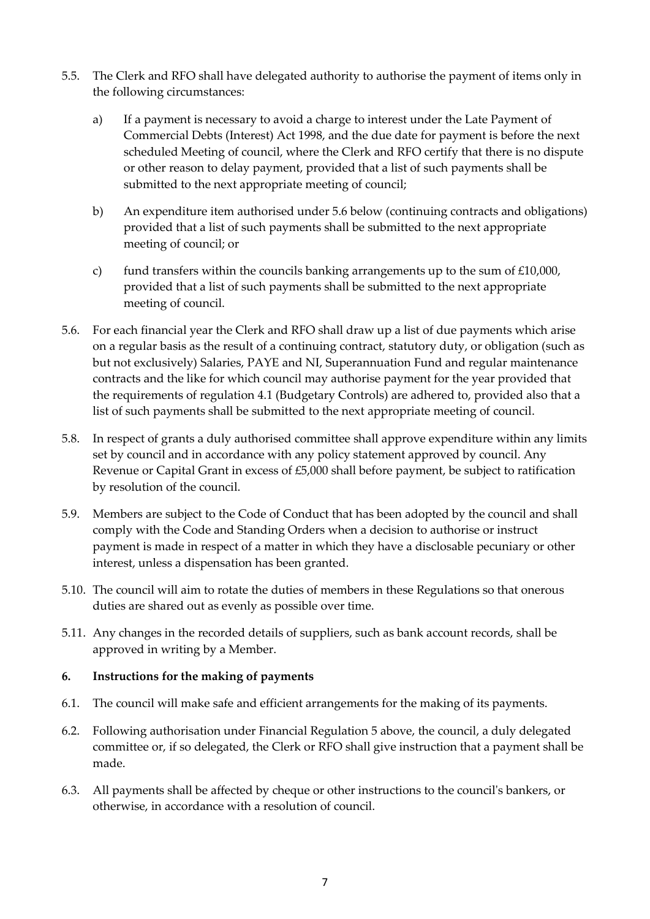5.5. The Clerk and RFO shall have delegated authority to authorise the payment of items only in the following circumstances:

   a) If a payment is necessary to avoid a charge to interest under the Late Payment of Commercial Debts (Interest) Act 1998, and the due date for payment is before the next scheduled Meeting of council, where the Clerk and RFO certify that there is no dispute or other reason to delay payment, provided that a list of such payments shall be submitted to the next appropriate meeting of council;

   b) An expenditure item authorised under 5.6 below (continuing contracts and obligations) provided that a list of such payments shall be submitted to the next appropriate meeting of council; or

   c) fund transfers within the councils banking arrangements up to the sum of £10,000, provided that a list of such payments shall be submitted to the next appropriate meeting of council.

5.6. For each financial year the Clerk and RFO shall draw up a list of due payments which arise on a regular basis as the result of a continuing contract, statutory duty, or obligation (such as but not exclusively) Salaries, PAYE and NI, Superannuation Fund and regular maintenance contracts and the like for which council may authorise payment for the year provided that the requirements of regulation 4.1 (Budgetary Controls) are adhered to, provided also that a list of such payments shall be submitted to the next appropriate meeting of council.

5.8. In respect of grants a duly authorised committee shall approve expenditure within any limits set by council and in accordance with any policy statement approved by council. Any Revenue or Capital Grant in excess of £5,000 shall before payment, be subject to ratification by resolution of the council.

5.9. Members are subject to the Code of Conduct that has been adopted by the council and shall comply with the Code and Standing Orders when a decision to authorise or instruct payment is made in respect of a matter in which they have a disclosable pecuniary or other interest, unless a dispensation has been granted.

5.10. The council will aim to rotate the duties of members in these Regulations so that onerous duties are shared out as evenly as possible over time.

5.11. Any changes in the recorded details of suppliers, such as bank account records, shall be approved in writing by a Member.

## 6. Instructions for the making of payments

6.1. The council will make safe and efficient arrangements for the making of its payments.

6.2. Following authorisation under Financial Regulation 5 above, the council, a duly delegated committee or, if so delegated, the Clerk or RFO shall give instruction that a payment shall be made.

6.3. All payments shall be affected by cheque or other instructions to the council's bankers, or otherwise, in accordance with a resolution of council.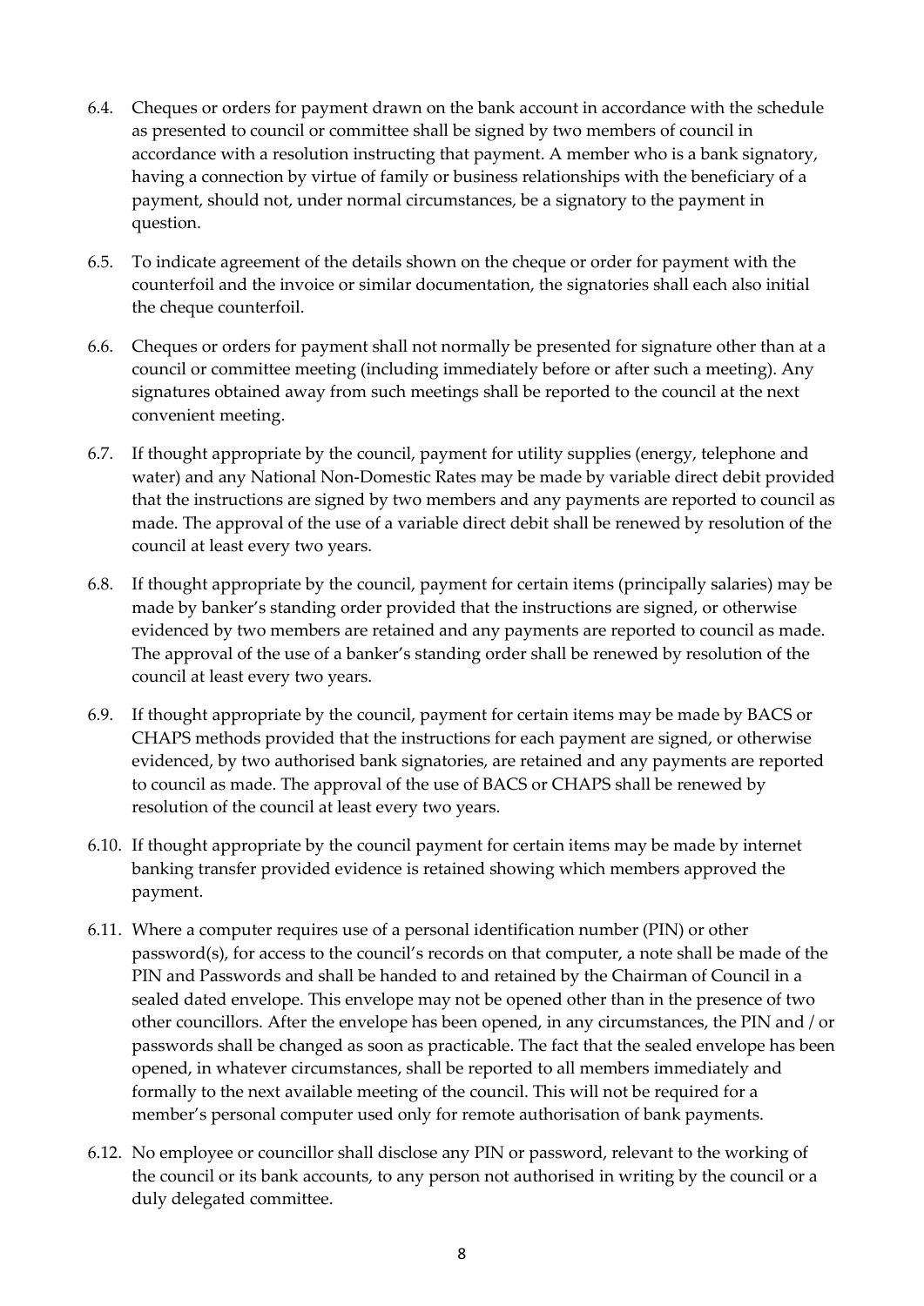6.4. Cheques or orders for payment drawn on the bank account in accordance with the schedule as presented to council or committee shall be signed by two members of council in accordance with a resolution instructing that payment. A member who is a bank signatory, having a connection by virtue of family or business relationships with the beneficiary of a payment, should not, under normal circumstances, be a signatory to the payment in question.

6.5. To indicate agreement of the details shown on the cheque or order for payment with the counterfoil and the invoice or similar documentation, the signatories shall each also initial the cheque counterfoil.

6.6. Cheques or orders for payment shall not normally be presented for signature other than at a council or committee meeting (including immediately before or after such a meeting). Any signatures obtained away from such meetings shall be reported to the council at the next convenient meeting.

6.7. If thought appropriate by the council, payment for utility supplies (energy, telephone and water) and any National Non-Domestic Rates may be made by variable direct debit provided that the instructions are signed by two members and any payments are reported to council as made. The approval of the use of a variable direct debit shall be renewed by resolution of the council at least every two years.

6.8. If thought appropriate by the council, payment for certain items (principally salaries) may be made by banker's standing order provided that the instructions are signed, or otherwise evidenced by two members are retained and any payments are reported to council as made. The approval of the use of a banker's standing order shall be renewed by resolution of the council at least every two years.

6.9. If thought appropriate by the council, payment for certain items may be made by BACS or CHAPS methods provided that the instructions for each payment are signed, or otherwise evidenced, by two authorised bank signatories, are retained and any payments are reported to council as made. The approval of the use of BACS or CHAPS shall be renewed by resolution of the council at least every two years.

6.10. If thought appropriate by the council payment for certain items may be made by internet banking transfer provided evidence is retained showing which members approved the payment.

6.11. Where a computer requires use of a personal identification number (PIN) or other password(s), for access to the council's records on that computer, a note shall be made of the PIN and Passwords and shall be handed to and retained by the Chairman of Council in a sealed dated envelope. This envelope may not be opened other than in the presence of two other councillors. After the envelope has been opened, in any circumstances, the PIN and / or passwords shall be changed as soon as practicable. The fact that the sealed envelope has been opened, in whatever circumstances, shall be reported to all members immediately and formally to the next available meeting of the council. This will not be required for a member's personal computer used only for remote authorisation of bank payments.

6.12. No employee or councillor shall disclose any PIN or password, relevant to the working of the council or its bank accounts, to any person not authorised in writing by the council or a duly delegated committee.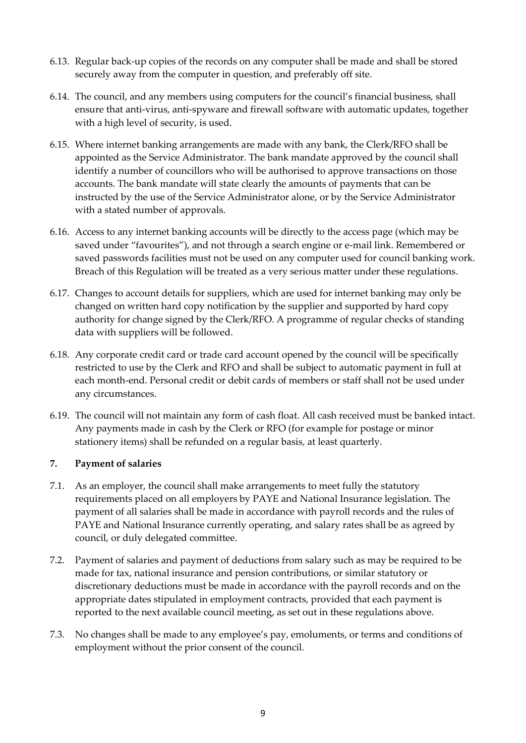6.13. Regular back-up copies of the records on any computer shall be made and shall be stored securely away from the computer in question, and preferably off site.

6.14. The council, and any members using computers for the council's financial business, shall ensure that anti-virus, anti-spyware and firewall software with automatic updates, together with a high level of security, is used.

6.15. Where internet banking arrangements are made with any bank, the Clerk/RFO shall be appointed as the Service Administrator. The bank mandate approved by the council shall identify a number of councillors who will be authorised to approve transactions on those accounts. The bank mandate will state clearly the amounts of payments that can be instructed by the use of the Service Administrator alone, or by the Service Administrator with a stated number of approvals.

6.16. Access to any internet banking accounts will be directly to the access page (which may be saved under "favourites"), and not through a search engine or e-mail link. Remembered or saved passwords facilities must not be used on any computer used for council banking work. Breach of this Regulation will be treated as a very serious matter under these regulations.

6.17. Changes to account details for suppliers, which are used for internet banking may only be changed on written hard copy notification by the supplier and supported by hard copy authority for change signed by the Clerk/RFO. A programme of regular checks of standing data with suppliers will be followed.

6.18. Any corporate credit card or trade card account opened by the council will be specifically restricted to use by the Clerk and RFO and shall be subject to automatic payment in full at each month-end. Personal credit or debit cards of members or staff shall not be used under any circumstances.

6.19. The council will not maintain any form of cash float. All cash received must be banked intact. Any payments made in cash by the Clerk or RFO (for example for postage or minor stationery items) shall be refunded on a regular basis, at least quarterly.

## 7. Payment of salaries

7.1. As an employer, the council shall make arrangements to meet fully the statutory requirements placed on all employers by PAYE and National Insurance legislation. The payment of all salaries shall be made in accordance with payroll records and the rules of PAYE and National Insurance currently operating, and salary rates shall be as agreed by council, or duly delegated committee.

7.2. Payment of salaries and payment of deductions from salary such as may be required to be made for tax, national insurance and pension contributions, or similar statutory or discretionary deductions must be made in accordance with the payroll records and on the appropriate dates stipulated in employment contracts, provided that each payment is reported to the next available council meeting, as set out in these regulations above.

7.3. No changes shall be made to any employee's pay, emoluments, or terms and conditions of employment without the prior consent of the council.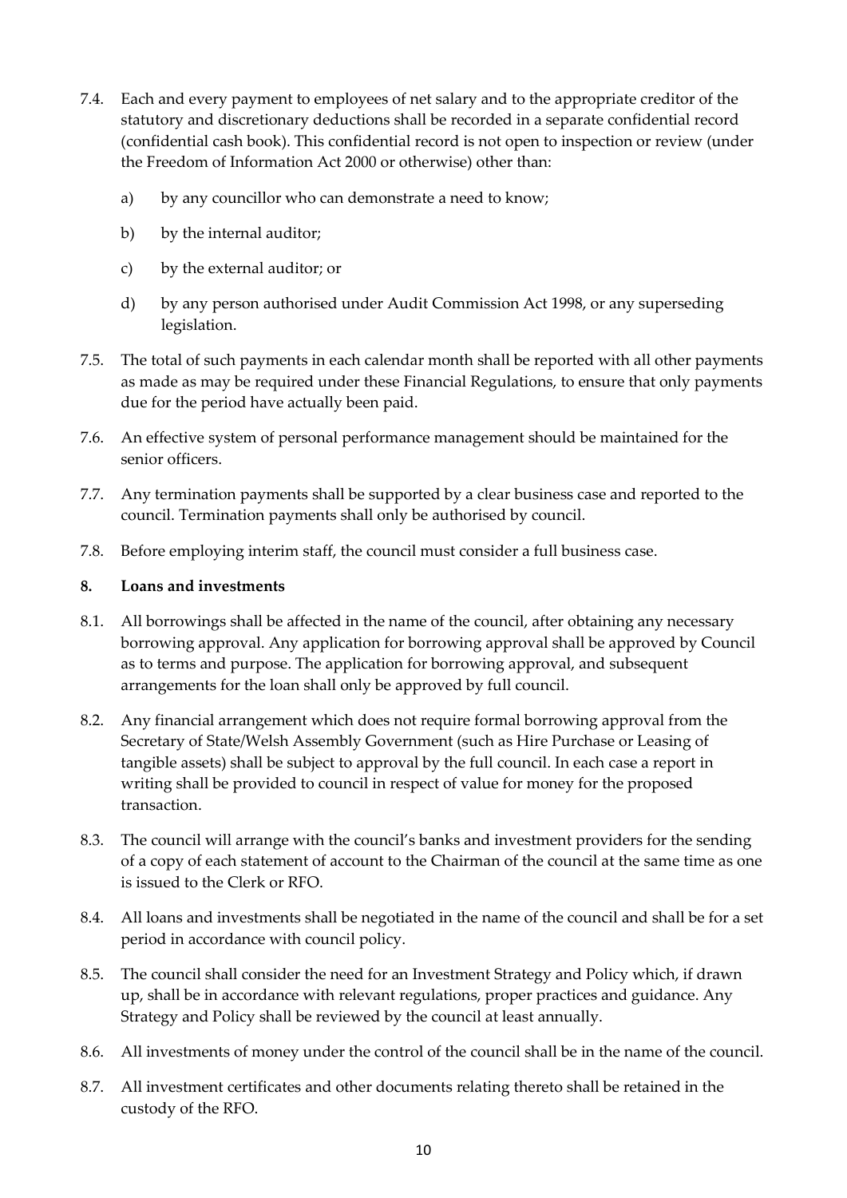7.4. Each and every payment to employees of net salary and to the appropriate creditor of the statutory and discretionary deductions shall be recorded in a separate confidential record (confidential cash book). This confidential record is not open to inspection or review (under the Freedom of Information Act 2000 or otherwise) other than:

a) by any councillor who can demonstrate a need to know;

b) by the internal auditor;

c) by the external auditor; or

d) by any person authorised under Audit Commission Act 1998, or any superseding legislation.

7.5. The total of such payments in each calendar month shall be reported with all other payments as made as may be required under these Financial Regulations, to ensure that only payments due for the period have actually been paid.

7.6. An effective system of personal performance management should be maintained for the senior officers.

7.7. Any termination payments shall be supported by a clear business case and reported to the council. Termination payments shall only be authorised by council.

7.8. Before employing interim staff, the council must consider a full business case.

## 8. Loans and investments

8.1. All borrowings shall be affected in the name of the council, after obtaining any necessary borrowing approval. Any application for borrowing approval shall be approved by Council as to terms and purpose. The application for borrowing approval, and subsequent arrangements for the loan shall only be approved by full council.

8.2. Any financial arrangement which does not require formal borrowing approval from the Secretary of State/Welsh Assembly Government (such as Hire Purchase or Leasing of tangible assets) shall be subject to approval by the full council. In each case a report in writing shall be provided to council in respect of value for money for the proposed transaction.

8.3. The council will arrange with the council's banks and investment providers for the sending of a copy of each statement of account to the Chairman of the council at the same time as one is issued to the Clerk or RFO.

8.4. All loans and investments shall be negotiated in the name of the council and shall be for a set period in accordance with council policy.

8.5. The council shall consider the need for an Investment Strategy and Policy which, if drawn up, shall be in accordance with relevant regulations, proper practices and guidance. Any Strategy and Policy shall be reviewed by the council at least annually.

8.6. All investments of money under the control of the council shall be in the name of the council.

8.7. All investment certificates and other documents relating thereto shall be retained in the custody of the RFO.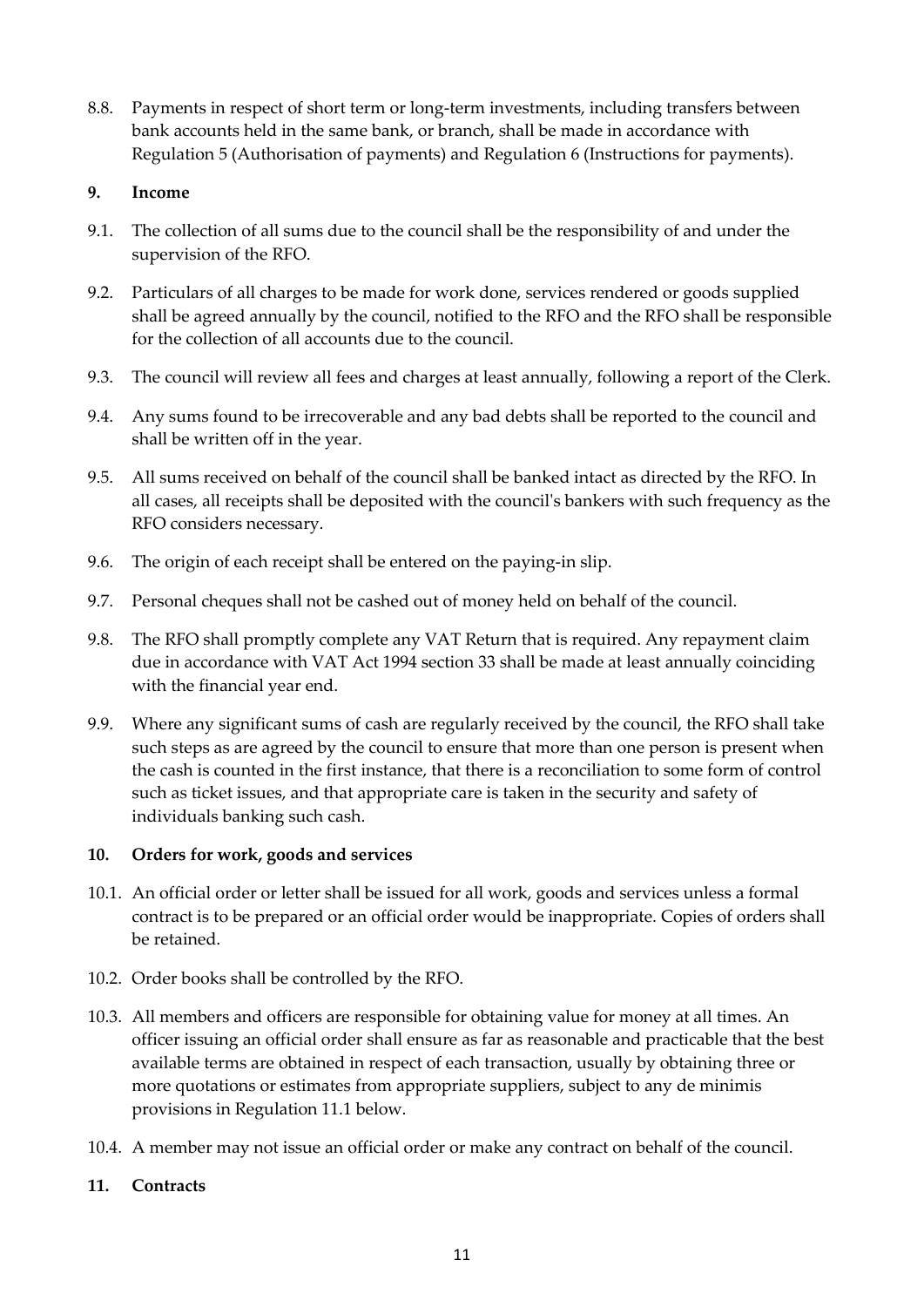8.8. Payments in respect of short term or long-term investments, including transfers between bank accounts held in the same bank, or branch, shall be made in accordance with Regulation 5 (Authorisation of payments) and Regulation 6 (Instructions for payments).

## 9. Income

9.1. The collection of all sums due to the council shall be the responsibility of and under the supervision of the RFO.

9.2. Particulars of all charges to be made for work done, services rendered or goods supplied shall be agreed annually by the council, notified to the RFO and the RFO shall be responsible for the collection of all accounts due to the council.

9.3. The council will review all fees and charges at least annually, following a report of the Clerk.

9.4. Any sums found to be irrecoverable and any bad debts shall be reported to the council and shall be written off in the year.

9.5. All sums received on behalf of the council shall be banked intact as directed by the RFO. In all cases, all receipts shall be deposited with the council's bankers with such frequency as the RFO considers necessary.

9.6. The origin of each receipt shall be entered on the paying-in slip.

9.7. Personal cheques shall not be cashed out of money held on behalf of the council.

9.8. The RFO shall promptly complete any VAT Return that is required. Any repayment claim due in accordance with VAT Act 1994 section 33 shall be made at least annually coinciding with the financial year end.

9.9. Where any significant sums of cash are regularly received by the council, the RFO shall take such steps as are agreed by the council to ensure that more than one person is present when the cash is counted in the first instance, that there is a reconciliation to some form of control such as ticket issues, and that appropriate care is taken in the security and safety of individuals banking such cash.

## 10. Orders for work, goods and services

10.1. An official order or letter shall be issued for all work, goods and services unless a formal contract is to be prepared or an official order would be inappropriate. Copies of orders shall be retained.

10.2. Order books shall be controlled by the RFO.

10.3. All members and officers are responsible for obtaining value for money at all times. An officer issuing an official order shall ensure as far as reasonable and practicable that the best available terms are obtained in respect of each transaction, usually by obtaining three or more quotations or estimates from appropriate suppliers, subject to any de minimis provisions in Regulation 11.1 below.

10.4. A member may not issue an official order or make any contract on behalf of the council.

## 11. Contracts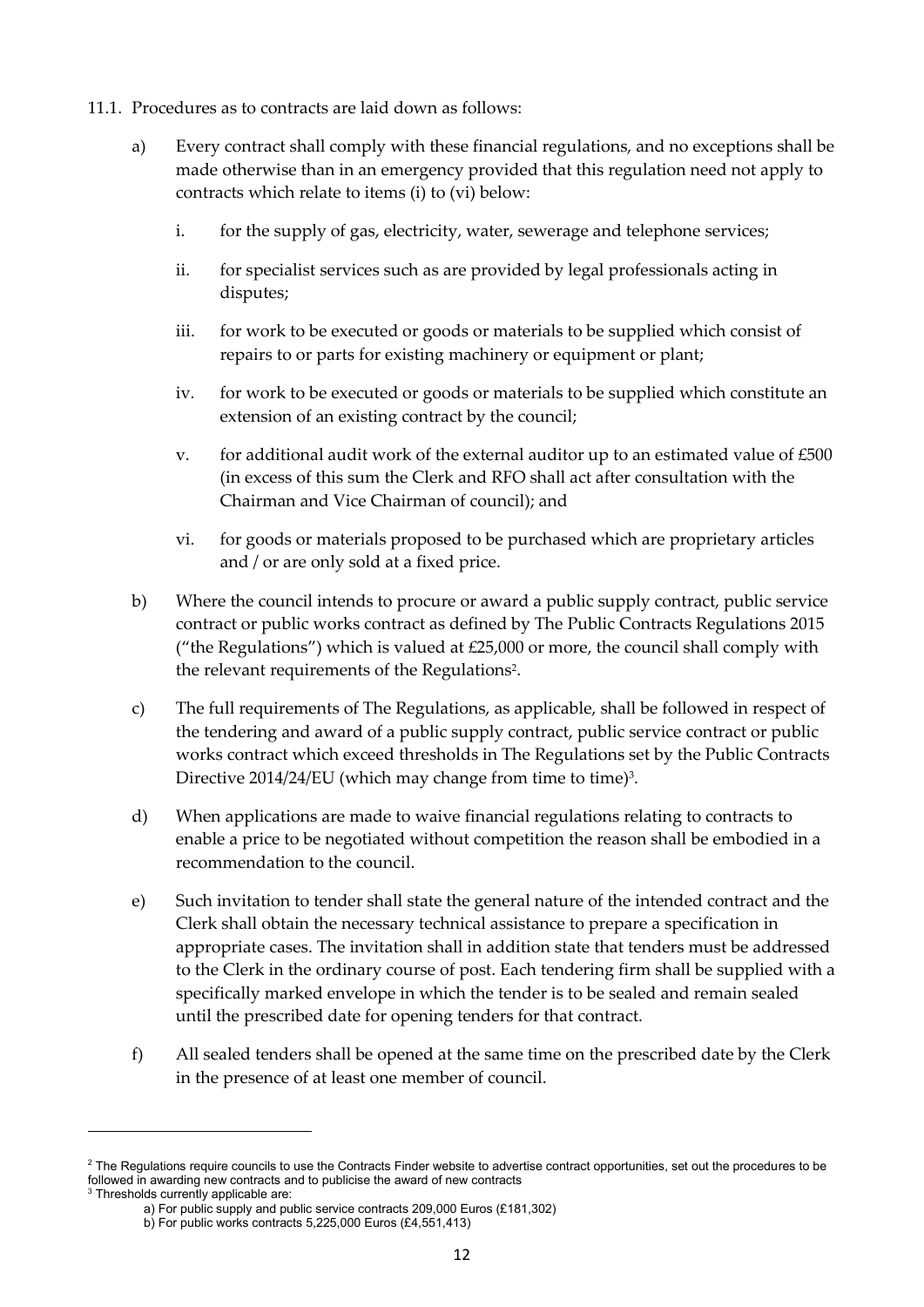11.1. Procedures as to contracts are laid down as follows:

a) Every contract shall comply with these financial regulations, and no exceptions shall be made otherwise than in an emergency provided that this regulation need not apply to contracts which relate to items (i) to (vi) below:

   i. for the supply of gas, electricity, water, sewerage and telephone services;

   ii. for specialist services such as are provided by legal professionals acting in disputes;

   iii. for work to be executed or goods or materials to be supplied which consist of repairs to or parts for existing machinery or equipment or plant;

   iv. for work to be executed or goods or materials to be supplied which constitute an extension of an existing contract by the council;

   v. for additional audit work of the external auditor up to an estimated value of £500 (in excess of this sum the Clerk and RFO shall act after consultation with the Chairman and Vice Chairman of council); and

   vi. for goods or materials proposed to be purchased which are proprietary articles and / or are only sold at a fixed price.

b) Where the council intends to procure or award a public supply contract, public service contract or public works contract as defined by The Public Contracts Regulations 2015 ("the Regulations") which is valued at £25,000 or more, the council shall comply with the relevant requirements of the Regulations[2].

c) The full requirements of The Regulations, as applicable, shall be followed in respect of the tendering and award of a public supply contract, public service contract or public works contract which exceed thresholds in The Regulations set by the Public Contracts Directive 2014/24/EU (which may change from time to time)[3].

d) When applications are made to waive financial regulations relating to contracts to enable a price to be negotiated without competition the reason shall be embodied in a recommendation to the council.

e) Such invitation to tender shall state the general nature of the intended contract and the Clerk shall obtain the necessary technical assistance to prepare a specification in appropriate cases. The invitation shall in addition state that tenders must be addressed to the Clerk in the ordinary course of post. Each tendering firm shall be supplied with a specifically marked envelope in which the tender is to be sealed and remain sealed until the prescribed date for opening tenders for that contract.

f) All sealed tenders shall be opened at the same time on the prescribed date by the Clerk in the presence of at least one member of council.

---

[2] The Regulations require councils to use the Contracts Finder website to advertise contract opportunities, set out the procedures to be followed in awarding new contracts and to publicise the award of new contracts

[3] Thresholds currently applicable are:

a) For public supply and public service contracts 209,000 Euros (£181,302)

b) For public works contracts 5,225,000 Euros (£4,551,413)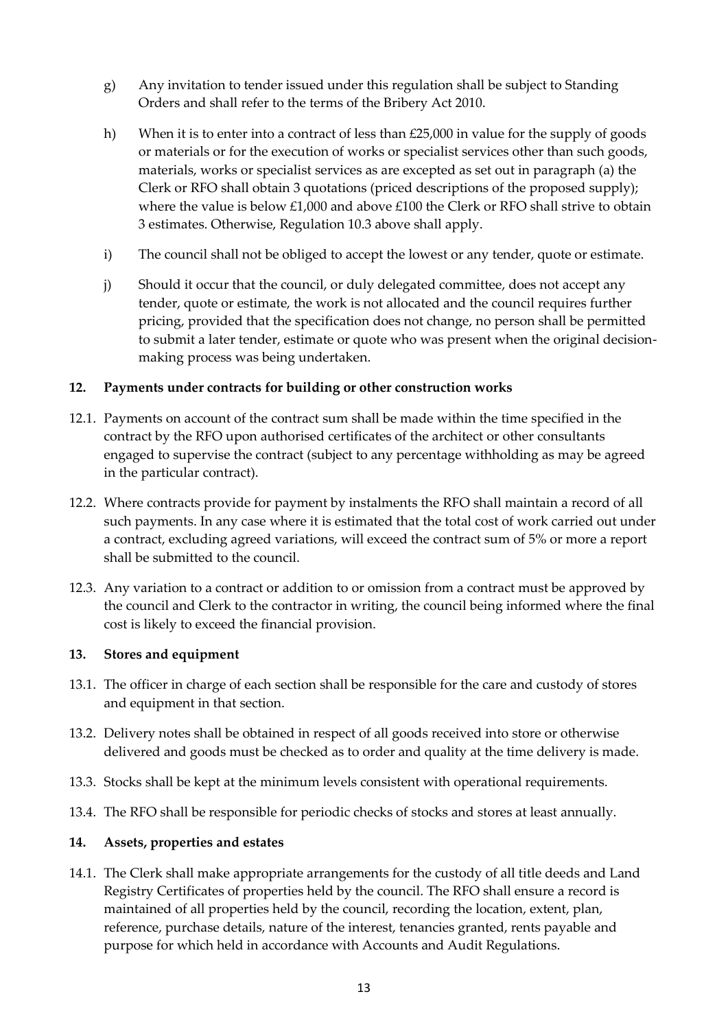g) Any invitation to tender issued under this regulation shall be subject to Standing Orders and shall refer to the terms of the Bribery Act 2010.

h) When it is to enter into a contract of less than £25,000 in value for the supply of goods or materials or for the execution of works or specialist services other than such goods, materials, works or specialist services as are excepted as set out in paragraph (a) the Clerk or RFO shall obtain 3 quotations (priced descriptions of the proposed supply); where the value is below £1,000 and above £100 the Clerk or RFO shall strive to obtain 3 estimates. Otherwise, Regulation 10.3 above shall apply.

i) The council shall not be obliged to accept the lowest or any tender, quote or estimate.

j) Should it occur that the council, or duly delegated committee, does not accept any tender, quote or estimate, the work is not allocated and the council requires further pricing, provided that the specification does not change, no person shall be permitted to submit a later tender, estimate or quote who was present when the original decision-making process was being undertaken.

## 12. Payments under contracts for building or other construction works

12.1. Payments on account of the contract sum shall be made within the time specified in the contract by the RFO upon authorised certificates of the architect or other consultants engaged to supervise the contract (subject to any percentage withholding as may be agreed in the particular contract).

12.2. Where contracts provide for payment by instalments the RFO shall maintain a record of all such payments. In any case where it is estimated that the total cost of work carried out under a contract, excluding agreed variations, will exceed the contract sum of 5% or more a report shall be submitted to the council.

12.3. Any variation to a contract or addition to or omission from a contract must be approved by the council and Clerk to the contractor in writing, the council being informed where the final cost is likely to exceed the financial provision.

## 13. Stores and equipment

13.1. The officer in charge of each section shall be responsible for the care and custody of stores and equipment in that section.

13.2. Delivery notes shall be obtained in respect of all goods received into store or otherwise delivered and goods must be checked as to order and quality at the time delivery is made.

13.3. Stocks shall be kept at the minimum levels consistent with operational requirements.

13.4. The RFO shall be responsible for periodic checks of stocks and stores at least annually.

## 14. Assets, properties and estates

14.1. The Clerk shall make appropriate arrangements for the custody of all title deeds and Land Registry Certificates of properties held by the council. The RFO shall ensure a record is maintained of all properties held by the council, recording the location, extent, plan, reference, purchase details, nature of the interest, tenancies granted, rents payable and purpose for which held in accordance with Accounts and Audit Regulations.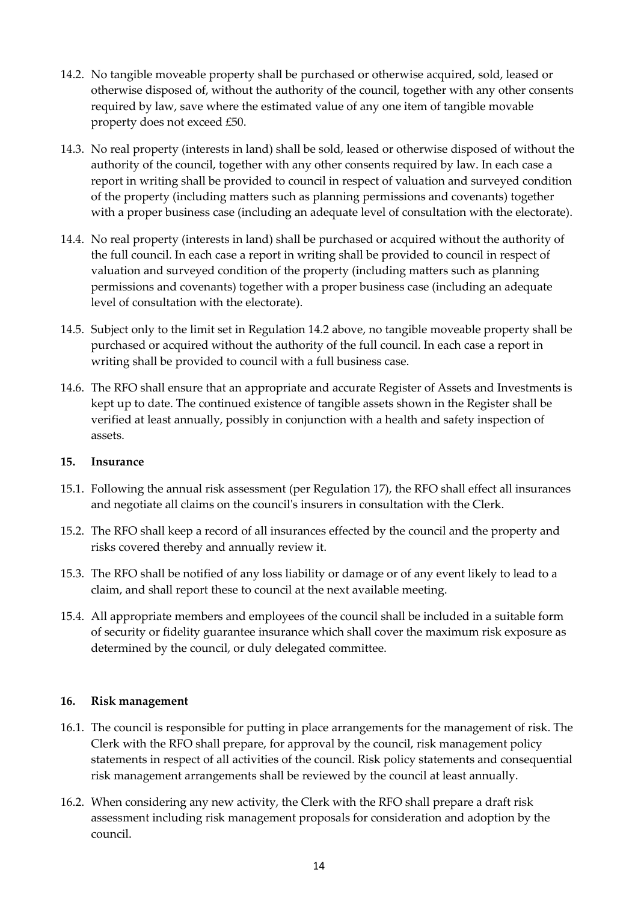14.2. No tangible moveable property shall be purchased or otherwise acquired, sold, leased or otherwise disposed of, without the authority of the council, together with any other consents required by law, save where the estimated value of any one item of tangible movable property does not exceed £50.

14.3. No real property (interests in land) shall be sold, leased or otherwise disposed of without the authority of the council, together with any other consents required by law. In each case a report in writing shall be provided to council in respect of valuation and surveyed condition of the property (including matters such as planning permissions and covenants) together with a proper business case (including an adequate level of consultation with the electorate).

14.4. No real property (interests in land) shall be purchased or acquired without the authority of the full council. In each case a report in writing shall be provided to council in respect of valuation and surveyed condition of the property (including matters such as planning permissions and covenants) together with a proper business case (including an adequate level of consultation with the electorate).

14.5. Subject only to the limit set in Regulation 14.2 above, no tangible moveable property shall be purchased or acquired without the authority of the full council. In each case a report in writing shall be provided to council with a full business case.

14.6. The RFO shall ensure that an appropriate and accurate Register of Assets and Investments is kept up to date. The continued existence of tangible assets shown in the Register shall be verified at least annually, possibly in conjunction with a health and safety inspection of assets.

**15. Insurance**

15.1. Following the annual risk assessment (per Regulation 17), the RFO shall effect all insurances and negotiate all claims on the council's insurers in consultation with the Clerk.

15.2. The RFO shall keep a record of all insurances effected by the council and the property and risks covered thereby and annually review it.

15.3. The RFO shall be notified of any loss liability or damage or of any event likely to lead to a claim, and shall report these to council at the next available meeting.

15.4. All appropriate members and employees of the council shall be included in a suitable form of security or fidelity guarantee insurance which shall cover the maximum risk exposure as determined by the council, or duly delegated committee.

**16. Risk management**

16.1. The council is responsible for putting in place arrangements for the management of risk. The Clerk with the RFO shall prepare, for approval by the council, risk management policy statements in respect of all activities of the council. Risk policy statements and consequential risk management arrangements shall be reviewed by the council at least annually.

16.2. When considering any new activity, the Clerk with the RFO shall prepare a draft risk assessment including risk management proposals for consideration and adoption by the council.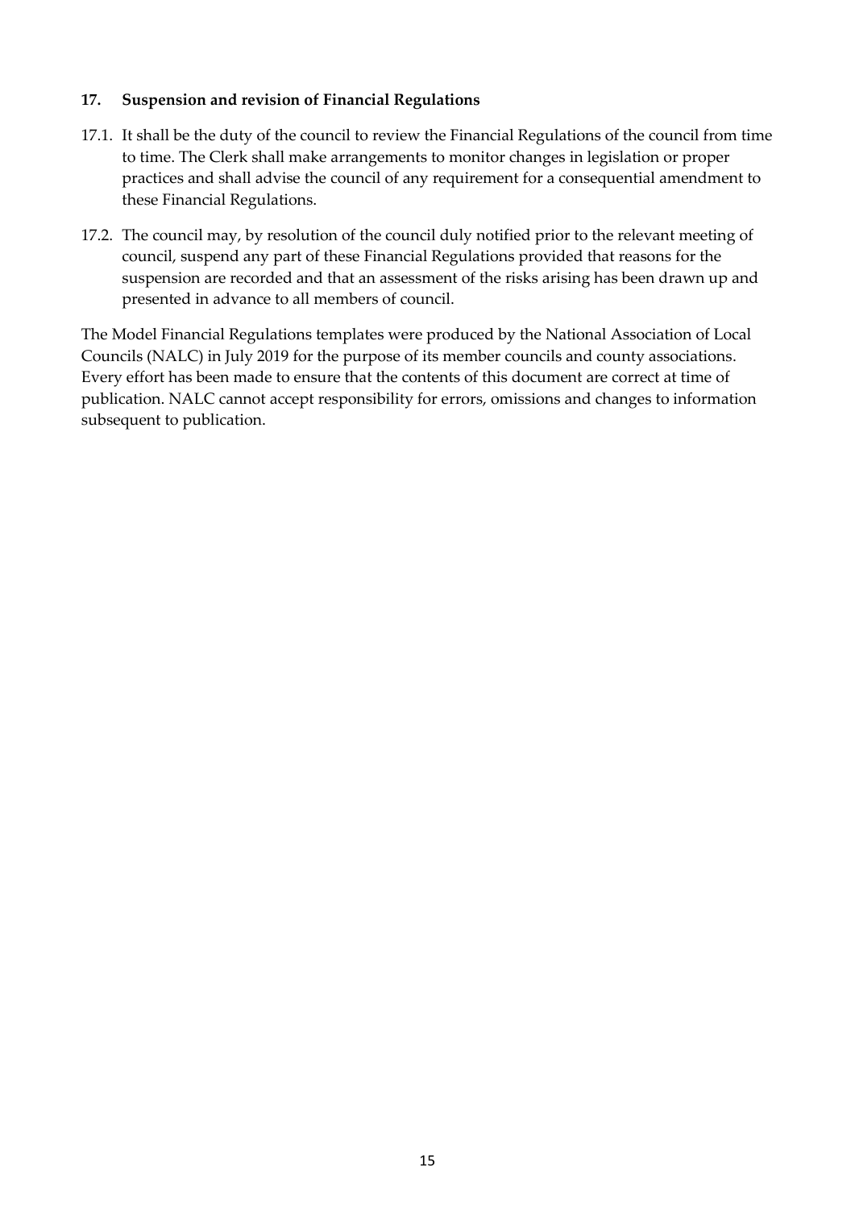## 17. Suspension and revision of Financial Regulations

17.1. It shall be the duty of the council to review the Financial Regulations of the council from time to time. The Clerk shall make arrangements to monitor changes in legislation or proper practices and shall advise the council of any requirement for a consequential amendment to these Financial Regulations.

17.2. The council may, by resolution of the council duly notified prior to the relevant meeting of council, suspend any part of these Financial Regulations provided that reasons for the suspension are recorded and that an assessment of the risks arising has been drawn up and presented in advance to all members of council.

The Model Financial Regulations templates were produced by the National Association of Local Councils (NALC) in July 2019 for the purpose of its member councils and county associations. Every effort has been made to ensure that the contents of this document are correct at time of publication. NALC cannot accept responsibility for errors, omissions and changes to information subsequent to publication.